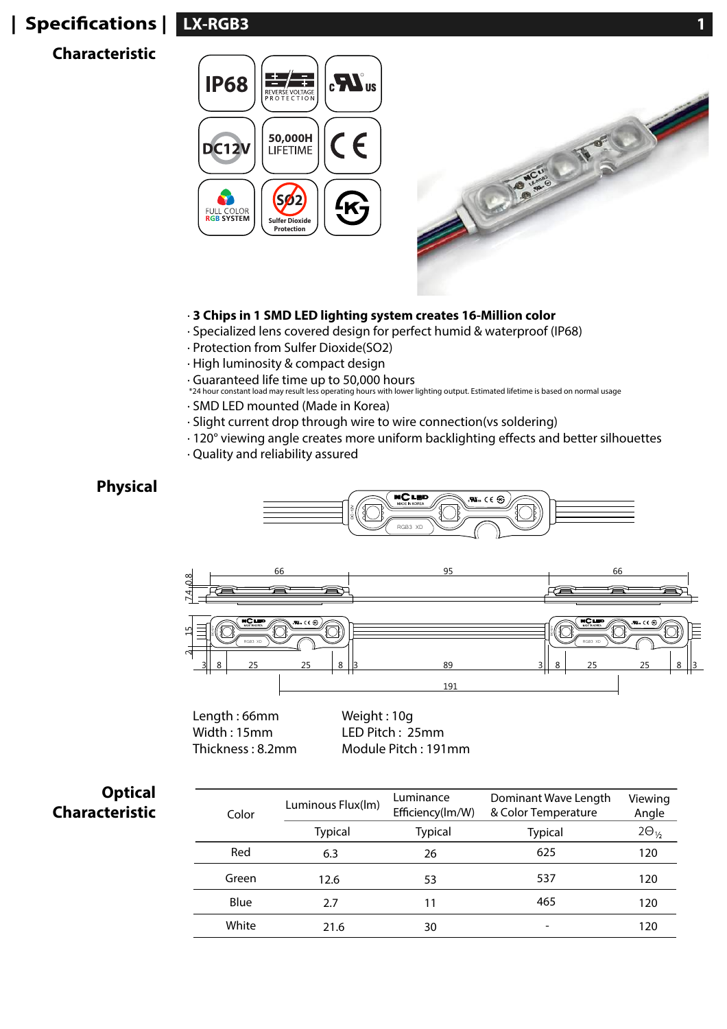# Specifications | LX-RGB3

## Characteristic

- **3 Chips in 1 SMD LED lighting system creates 16-Million color**
- Specialized lens covered design for perfect humid & waterproof (IP68)
- Protection from Sulfer Dioxide($SO_2$)
- High luminosity & compact design
- Guaranteed life time up to 50,000 hours

  *24 hour constant load may result less operating hours with lower lighting output. Estimated lifetime is based on normal usage
- SMD LED mounted (Made in Korea)
- Slight current drop through wire to wire connection(vs soldering)
- 120° viewing angle creates more uniform backlighting effects and better silhouettes
- Quality and reliability assured

## Physical

| | |
|---|---|
| Length : 66mm | Weight : 10g |
| Width : 15mm | LED Pitch : 25mm |
| Thickness : 8.2mm | Module Pitch : 191mm |

## Optical Characteristic

| Color | Luminous Flux(lm) | Luminance Efficiency(lm/W) | Dominant Wave Length & Color Temperature | Viewing Angle |
|---|---|---|---|---|
| | Typical | Typical | Typical | $2\Theta_{1/2}$ |
| Red | 6.3 | 26 | 625 | 120 |
| Green | 12.6 | 53 | 537 | 120 |
| Blue | 2.7 | 11 | 465 | 120 |
| White | 21.6 | 30 | - | 120 |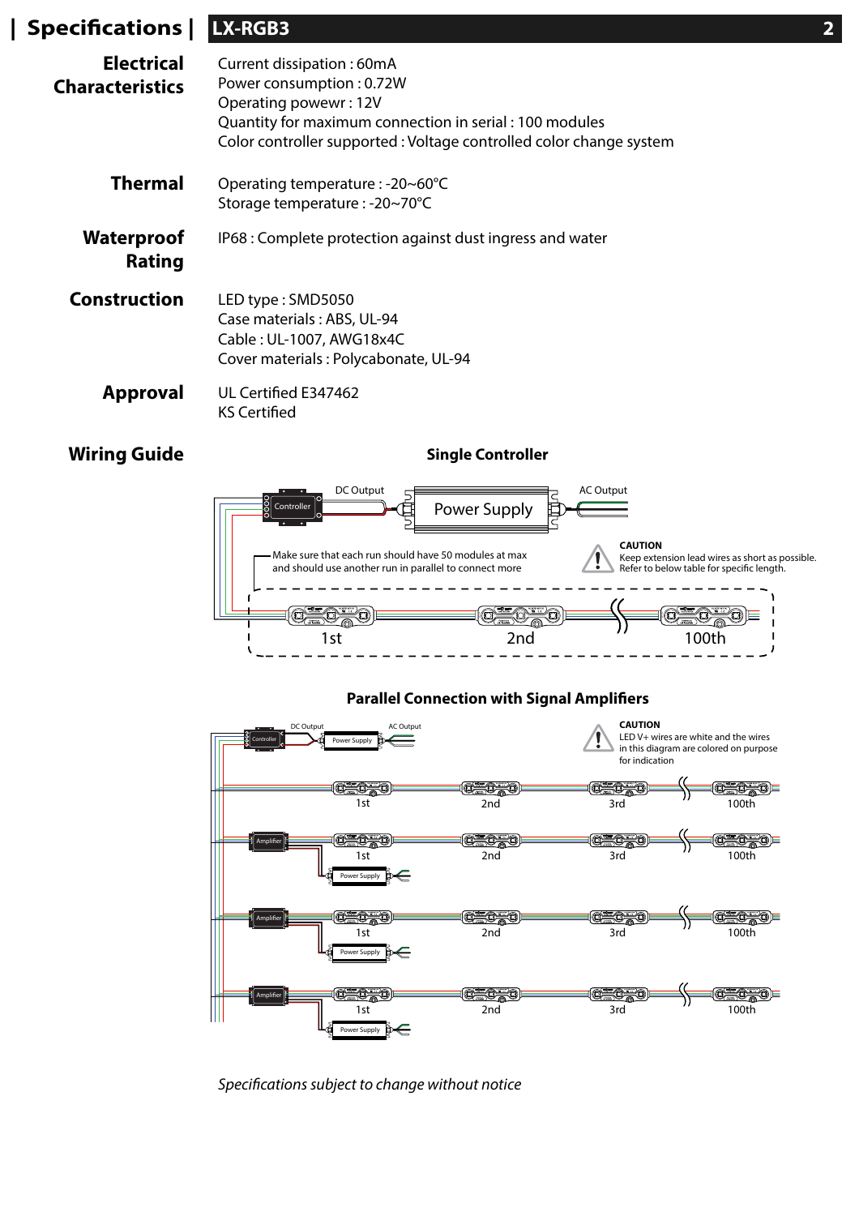## Specifications | LX-RGB3

### Electrical Characteristics

Current dissipation : 60mA
Power consumption : 0.72W
Operating powewr : 12V
Quantity for maximum connection in serial : 100 modules
Color controller supported : Voltage controlled color change system

### Thermal

Operating temperature : -20~60°C
Storage temperature : -20~70°C

### Waterproof Rating

IP68 : Complete protection against dust ingress and water

### Construction

LED type : SMD5050
Case materials : ABS, UL-94
Cable : UL-1007, AWG18x4C
Cover materials : Polycabonate, UL-94

### Approval

UL Certified E347462
KS Certified

### Wiring Guide

**Single Controller**

Controller — DC Output — Power Supply — AC Output

Make sure that each run should have 50 modules at max and should use another run in parallel to connect more

**CAUTION**
Keep extension lead wires as short as possible. Refer to below table for specific length.

1st — 2nd — 100th

**Parallel Connection with Signal Amplifiers**

Controller — DC Output — Power Supply — AC Output

**CAUTION**
LED V+ wires are white and the wires in this diagram are colored on purpose for indication

1st — 2nd — 3rd — 100th

Amplifier — Power Supply — 1st — 2nd — 3rd — 100th

Amplifier — Power Supply — 1st — 2nd — 3rd — 100th

Amplifier — Power Supply — 1st — 2nd — 3rd — 100th

*Specifications subject to change without notice*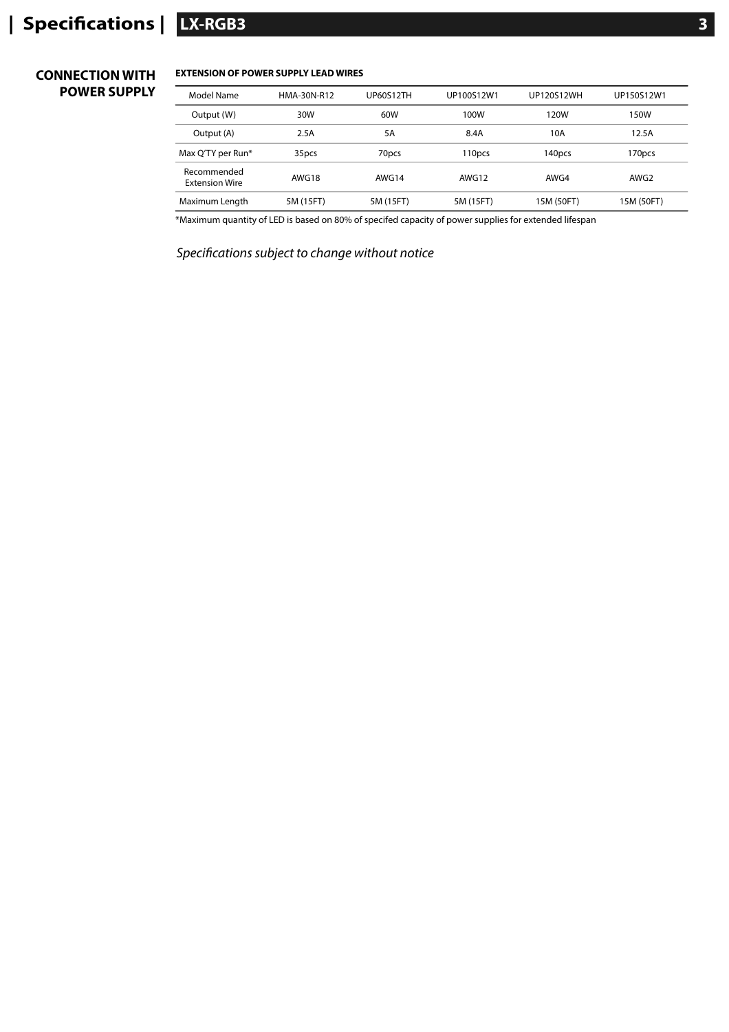## CONNECTION WITH POWER SUPPLY

**EXTENSION OF POWER SUPPLY LEAD WIRES**

| Model Name | HMA-30N-R12 | UP60S12TH | UP100S12W1 | UP120S12WH | UP150S12W1 |
|---|---|---|---|---|---|
| Output (W) | 30W | 60W | 100W | 120W | 150W |
| Output (A) | 2.5A | 5A | 8.4A | 10A | 12.5A |
| Max Q'TY per Run* | 35pcs | 70pcs | 110pcs | 140pcs | 170pcs |
| Recommended Extension Wire | AWG18 | AWG14 | AWG12 | AWG4 | AWG2 |
| Maximum Length | 5M (15FT) | 5M (15FT) | 5M (15FT) | 15M (50FT) | 15M (50FT) |

*Maximum quantity of LED is based on 80% of specifed capacity of power supplies for extended lifespan

*Specifications subject to change without notice*